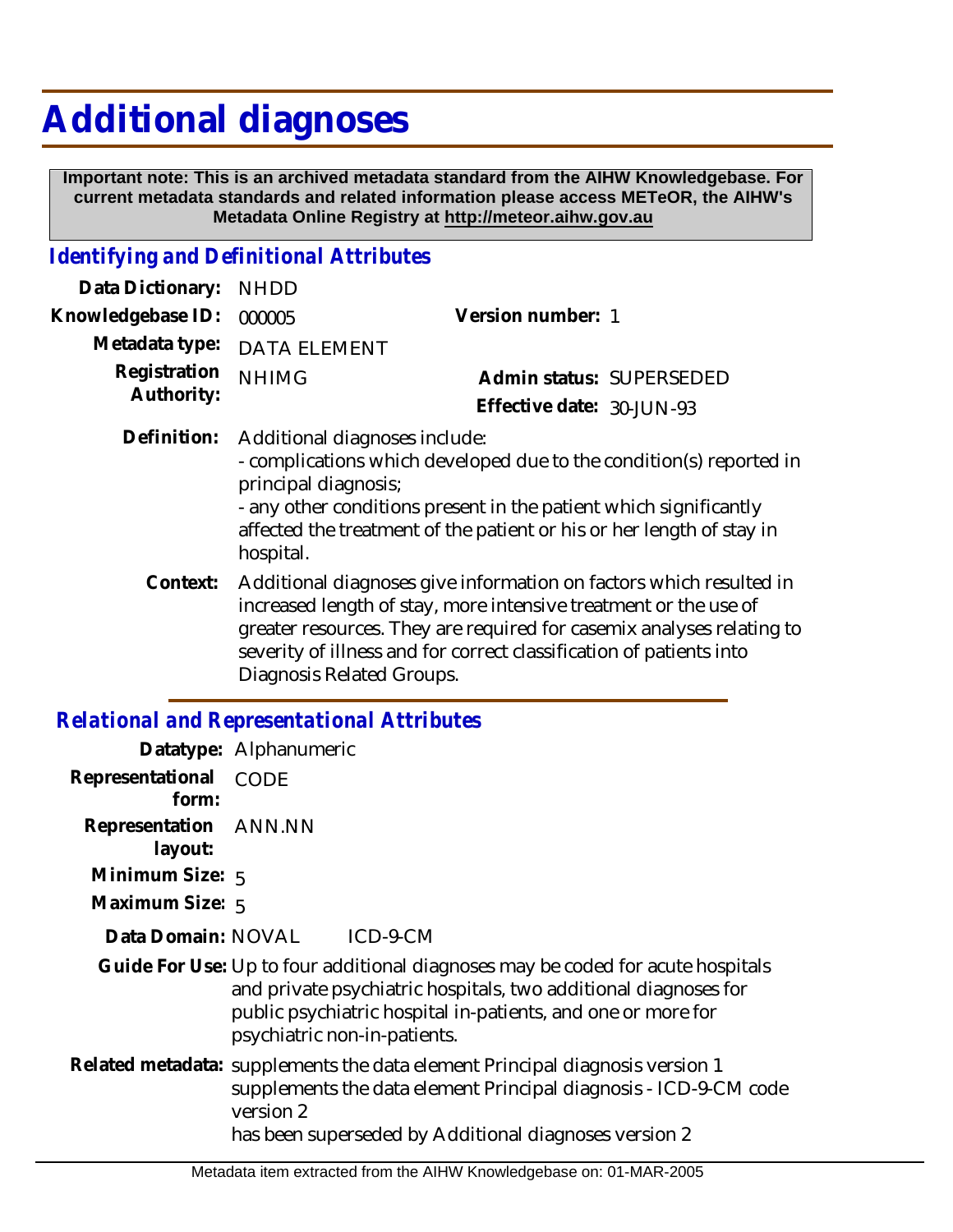# Additional diagnoses

**Important note: This is an archived metadata standard from the AIHW Knowledgebase. For current metadata standards and related information please access METeOR, the AIHW's Metadata Online Registry at http://meteor.aihw.gov.au**

## *Identifying and Definitional Attributes*

**Data Dictionary:** NHDD

**Knowledgebase ID:** 000005

**Version number:** 1

**Metadata type:** DATA ELEMENT

**Registration Authority:** NHIMG

**Admin status:** SUPERSEDED

**Effective date:** 30-JUN-93

**Definition:** Additional diagnoses include:
- complications which developed due to the condition(s) reported in principal diagnosis;
- any other conditions present in the patient which significantly affected the treatment of the patient or his or her length of stay in hospital.

**Context:** Additional diagnoses give information on factors which resulted in increased length of stay, more intensive treatment or the use of greater resources. They are required for casemix analyses relating to severity of illness and for correct classification of patients into Diagnosis Related Groups.

## *Relational and Representational Attributes*

**Datatype:** Alphanumeric

**Representational form:** CODE

**Representation layout:** ANN.NN

**Minimum Size:** 5

**Maximum Size:** 5

**Data Domain:** NOVAL ICD-9-CM

**Guide For Use:** Up to four additional diagnoses may be coded for acute hospitals and private psychiatric hospitals, two additional diagnoses for public psychiatric hospital in-patients, and one or more for psychiatric non-in-patients.

**Related metadata:** supplements the data element Principal diagnosis version 1
supplements the data element Principal diagnosis - ICD-9-CM code version 2
has been superseded by Additional diagnoses version 2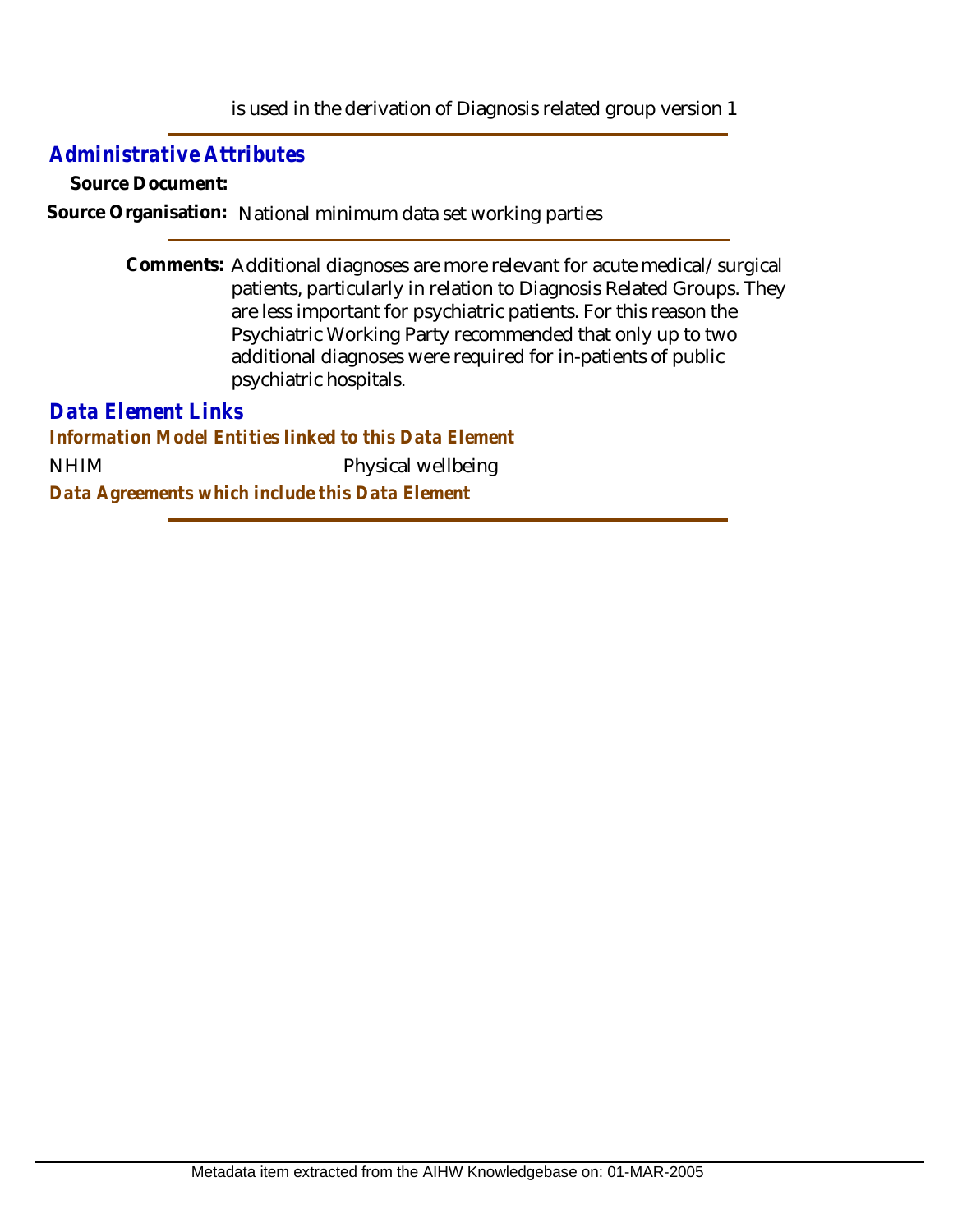is used in the derivation of Diagnosis related group version 1

## Administrative Attributes

**Source Document:**

**Source Organisation:** National minimum data set working parties

**Comments:** Additional diagnoses are more relevant for acute medical/surgical patients, particularly in relation to Diagnosis Related Groups. They are less important for psychiatric patients. For this reason the Psychiatric Working Party recommended that only up to two additional diagnoses were required for in-patients of public psychiatric hospitals.

## Data Element Links

### *Information Model Entities linked to this Data Element*

NHIM Physical wellbeing

### *Data Agreements which include this Data Element*

Metadata item extracted from the AIHW Knowledgebase on: 01-MAR-2005